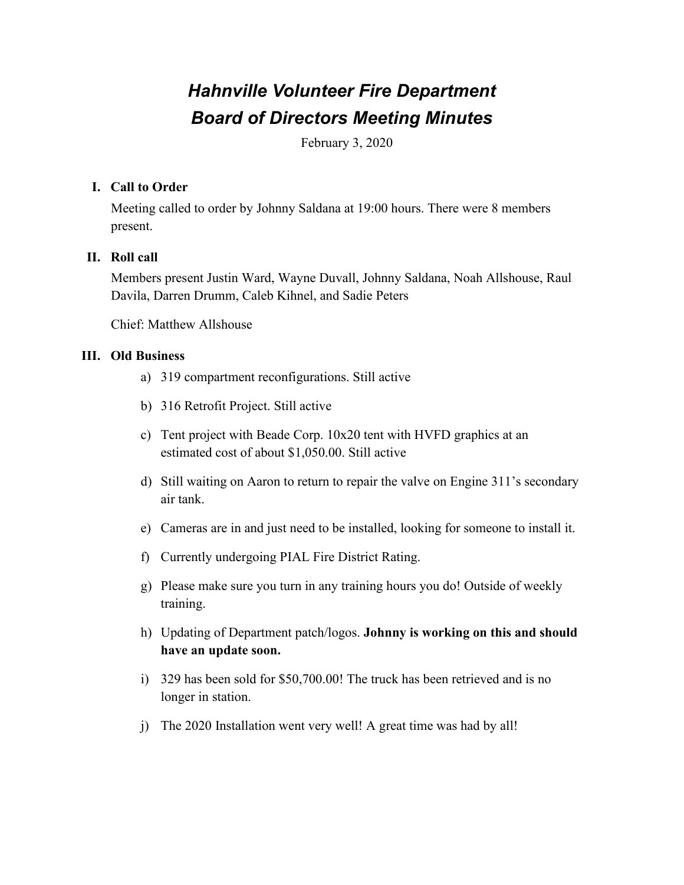# *Hahnville Volunteer Fire Department*
# *Board of Directors Meeting Minutes*

February 3, 2020

**I. Call to Order**

Meeting called to order by Johnny Saldana at 19:00 hours. There were 8 members present.

**II. Roll call**

Members present Justin Ward, Wayne Duvall, Johnny Saldana, Noah Allshouse, Raul Davila, Darren Drumm, Caleb Kihnel, and Sadie Peters

Chief: Matthew Allshouse

**III. Old Business**

a) 319 compartment reconfigurations. Still active

b) 316 Retrofit Project. Still active

c) Tent project with Beade Corp. 10x20 tent with HVFD graphics at an estimated cost of about $1,050.00. Still active

d) Still waiting on Aaron to return to repair the valve on Engine 311's secondary air tank.

e) Cameras are in and just need to be installed, looking for someone to install it.

f) Currently undergoing PIAL Fire District Rating.

g) Please make sure you turn in any training hours you do! Outside of weekly training.

h) Updating of Department patch/logos. **Johnny is working on this and should have an update soon.**

i) 329 has been sold for $50,700.00! The truck has been retrieved and is no longer in station.

j) The 2020 Installation went very well! A great time was had by all!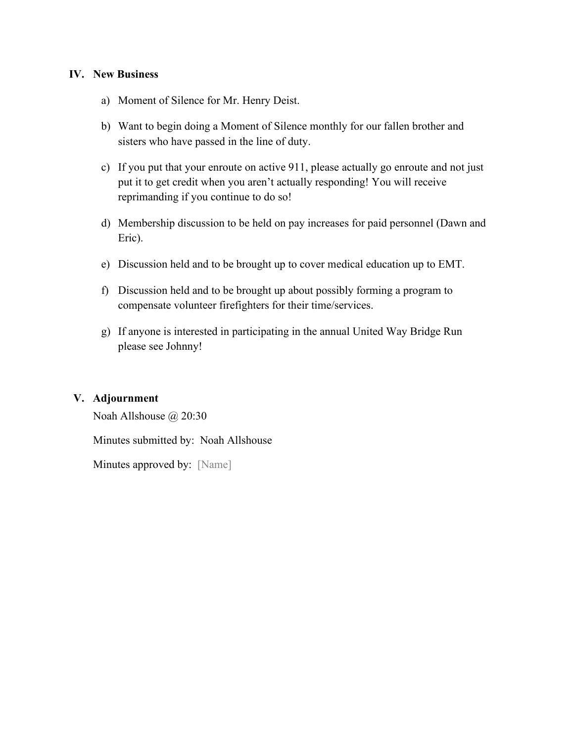## IV. New Business

a) Moment of Silence for Mr. Henry Deist.

b) Want to begin doing a Moment of Silence monthly for our fallen brother and sisters who have passed in the line of duty.

c) If you put that your enroute on active 911, please actually go enroute and not just put it to get credit when you aren't actually responding! You will receive reprimanding if you continue to do so!

d) Membership discussion to be held on pay increases for paid personnel (Dawn and Eric).

e) Discussion held and to be brought up to cover medical education up to EMT.

f) Discussion held and to be brought up about possibly forming a program to compensate volunteer firefighters for their time/services.

g) If anyone is interested in participating in the annual United Way Bridge Run please see Johnny!

## V. Adjournment

Noah Allshouse @ 20:30

Minutes submitted by: Noah Allshouse

Minutes approved by: [Name]